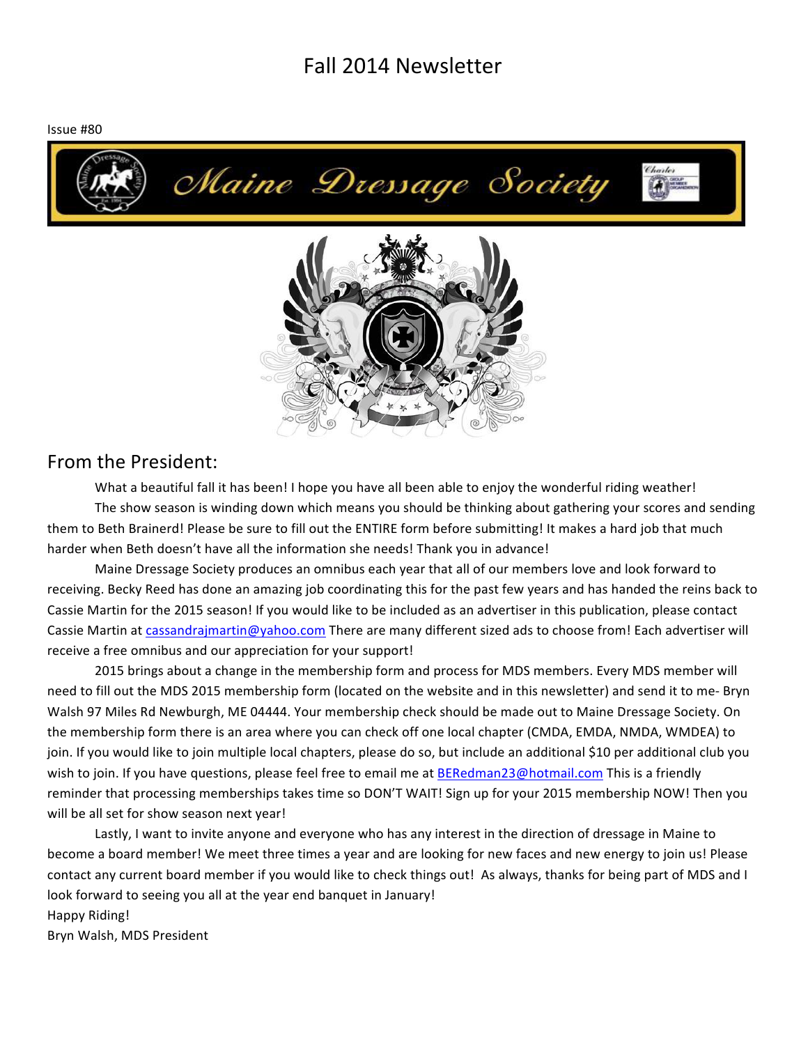# Fall 2014 Newsletter

Issue #80

Maine Dressage Society

## From the President:

What a beautiful fall it has been! I hope you have all been able to enjoy the wonderful riding weather!

The show season is winding down which means you should be thinking about gathering your scores and sending them to Beth Brainerd! Please be sure to fill out the ENTIRE form before submitting! It makes a hard job that much harder when Beth doesn't have all the information she needs! Thank you in advance!

Maine Dressage Society produces an omnibus each year that all of our members love and look forward to receiving. Becky Reed has done an amazing job coordinating this for the past few years and has handed the reins back to Cassie Martin for the 2015 season! If you would like to be included as an advertiser in this publication, please contact Cassie Martin at cassandrajmartin@yahoo.com There are many different sized ads to choose from! Each advertiser will receive a free omnibus and our appreciation for your support!

2015 brings about a change in the membership form and process for MDS members. Every MDS member will need to fill out the MDS 2015 membership form (located on the website and in this newsletter) and send it to me- Bryn Walsh 97 Miles Rd Newburgh, ME 04444. Your membership check should be made out to Maine Dressage Society. On the membership form there is an area where you can check off one local chapter (CMDA, EMDA, NMDA, WMDEA) to join. If you would like to join multiple local chapters, please do so, but include an additional $10 per additional club you wish to join. If you have questions, please feel free to email me at BERedman23@hotmail.com This is a friendly reminder that processing memberships takes time so DON'T WAIT! Sign up for your 2015 membership NOW! Then you will be all set for show season next year!

Lastly, I want to invite anyone and everyone who has any interest in the direction of dressage in Maine to become a board member! We meet three times a year and are looking for new faces and new energy to join us! Please contact any current board member if you would like to check things out! As always, thanks for being part of MDS and I look forward to seeing you all at the year end banquet in January!

Happy Riding!

Bryn Walsh, MDS President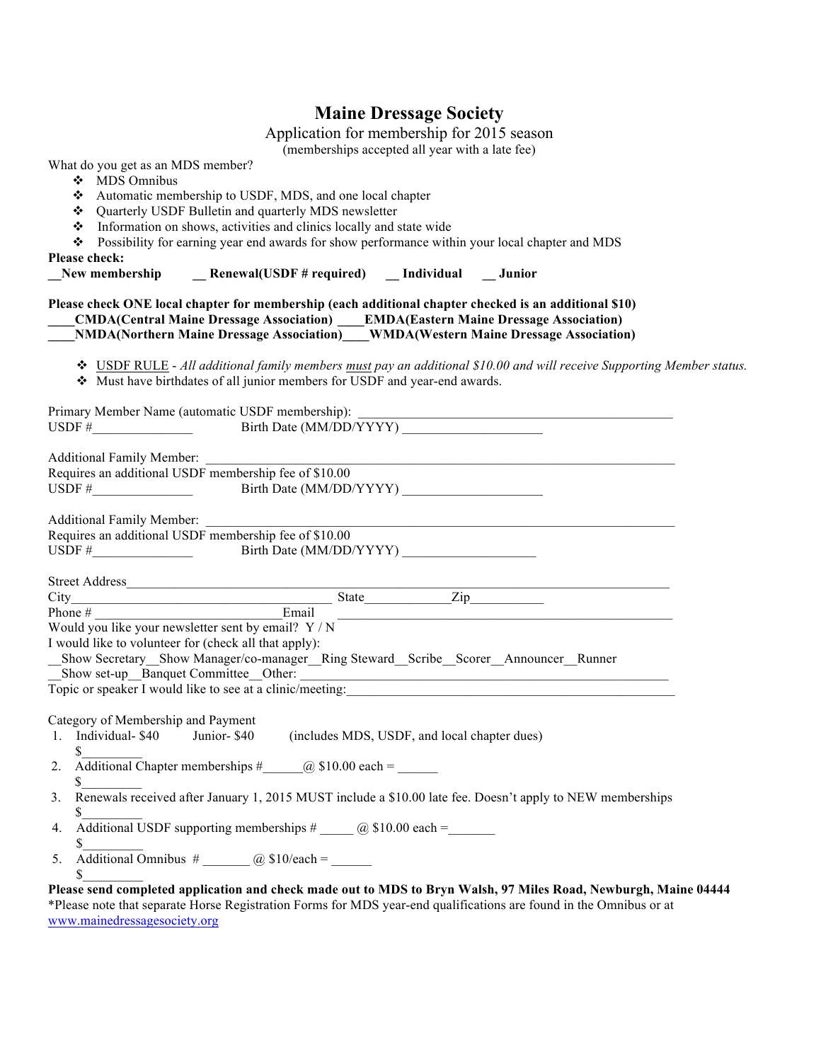# Maine Dressage Society

Application for membership for 2015 season

(memberships accepted all year with a late fee)

What do you get as an MDS member?

- MDS Omnibus
- Automatic membership to USDF, MDS, and one local chapter
- Quarterly USDF Bulletin and quarterly MDS newsletter
- Information on shows, activities and clinics locally and state wide
- Possibility for earning year end awards for show performance within your local chapter and MDS

**Please check:**

**__New membership     __ Renewal(USDF # required)     __ Individual     __ Junior**

**Please check ONE local chapter for membership (each additional chapter checked is an additional $10)**

**____CMDA(Central Maine Dressage Association) ____EMDA(Eastern Maine Dressage Association)**

**____NMDA(Northern Maine Dressage Association)____WMDA(Western Maine Dressage Association)**

- USDF RULE - *All additional family members must pay an additional $10.00 and will receive Supporting Member status.*
- Must have birthdates of all junior members for USDF and year-end awards.

Primary Member Name (automatic USDF membership): _______________________________________________

USDF #_______________     Birth Date (MM/DD/YYYY) ____________________

Additional Family Member: _____________________________________________________________________

Requires an additional USDF membership fee of $10.00

USDF #_______________     Birth Date (MM/DD/YYYY) ____________________

Additional Family Member: _____________________________________________________________________

Requires an additional USDF membership fee of $10.00

USDF #_______________     Birth Date (MM/DD/YYYY) ____________________

Street Address_____________________________________________________________________________

City______________________________________ State____________Zip___________

Phone # ____________________________Email ________________________________________________

Would you like your newsletter sent by email? Y / N

I would like to volunteer for (check all that apply):

__Show Secretary__Show Manager/co-manager__Ring Steward__Scribe__Scorer__Announcer__Runner

__Show set-up__Banquet Committee__Other: _____________________________________________________

Topic or speaker I would like to see at a clinic/meeting:_________________________________________________

Category of Membership and Payment

1. Individual- $40     Junior- $40     (includes MDS, USDF, and local chapter dues)
   $_________
2. Additional Chapter memberships #______@ $10.00 each = ______
   $_________
3. Renewals received after January 1, 2015 MUST include a $10.00 late fee. Doesn't apply to NEW memberships
   $_________
4. Additional USDF supporting memberships # _____ @ $10.00 each =_______
   $_________
5. Additional Omnibus # _______ @ $10/each = ______
   $_________

**Please send completed application and check made out to MDS to Bryn Walsh, 97 Miles Road, Newburgh, Maine 04444**

*Please note that separate Horse Registration Forms for MDS year-end qualifications are found in the Omnibus or at www.mainedressagesociety.org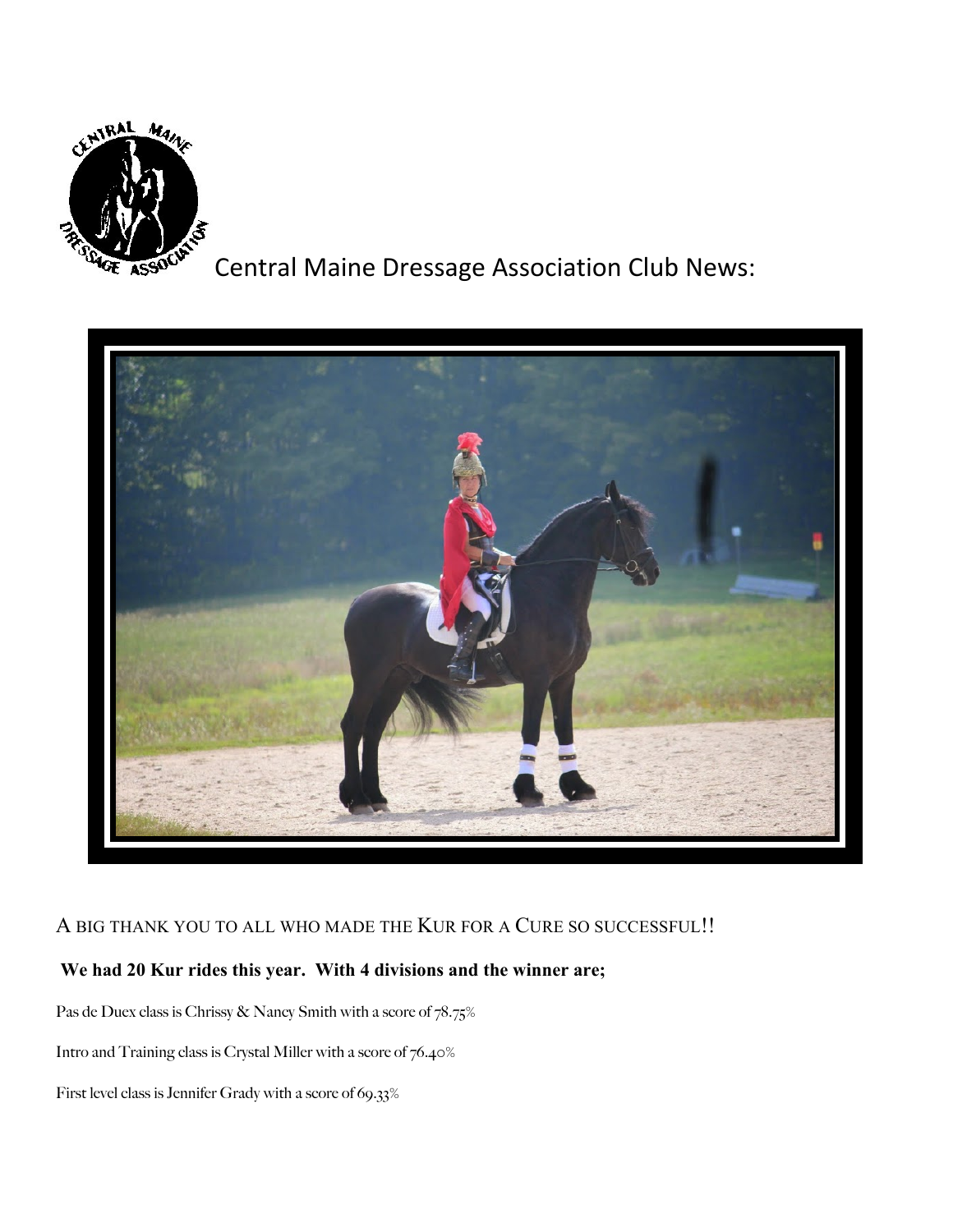# Central Maine Dressage Association Club News:

A BIG THANK YOU TO ALL WHO MADE THE KUR FOR A CURE SO SUCCESSFUL!!

**We had 20 Kur rides this year. With 4 divisions and the winner are;**

Pas de Duex class is Chrissy & Nancy Smith with a score of 78.75%

Intro and Training class is Crystal Miller with a score of 76.40%

First level class is Jennifer Grady with a score of 69.33%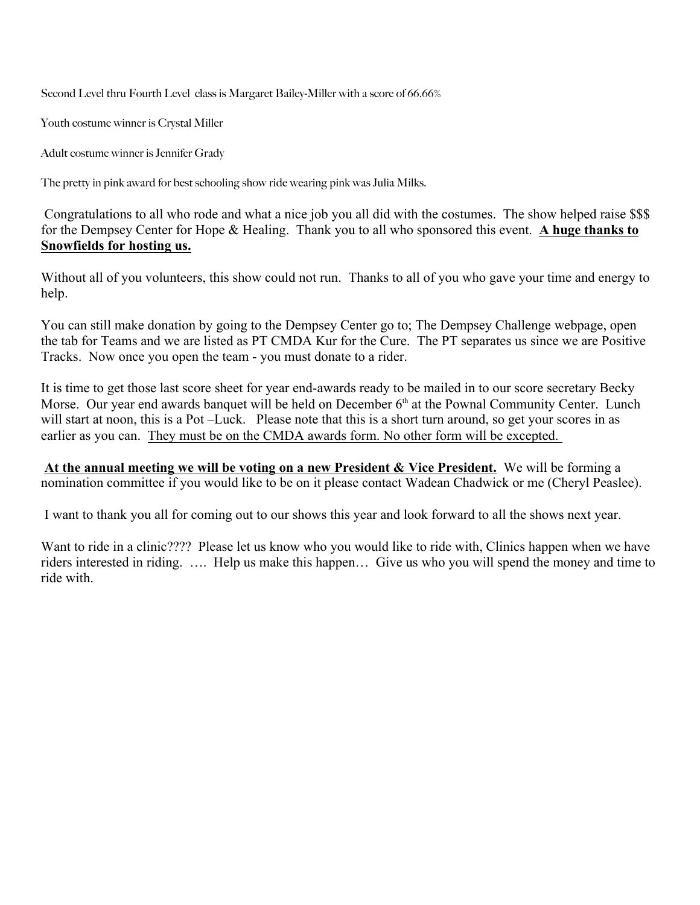Second Level thru Fourth Level class is Margaret Bailey-Miller with a score of 66.66%

Youth costume winner is Crystal Miller

Adult costume winner is Jennifer Grady

The pretty in pink award for best schooling show ride wearing pink was Julia Milks.

Congratulations to all who rode and what a nice job you all did with the costumes. The show helped raise $$$ for the Dempsey Center for Hope & Healing. Thank you to all who sponsored this event. **<u>A huge thanks to Snowfields for hosting us.</u>**

Without all of you volunteers, this show could not run. Thanks to all of you who gave your time and energy to help.

You can still make donation by going to the Dempsey Center go to; The Dempsey Challenge webpage, open the tab for Teams and we are listed as PT CMDA Kur for the Cure. The PT separates us since we are Positive Tracks. Now once you open the team - you must donate to a rider.

It is time to get those last score sheet for year end-awards ready to be mailed in to our score secretary Becky Morse. Our year end awards banquet will be held on December 6th at the Pownal Community Center. Lunch will start at noon, this is a Pot –Luck. Please note that this is a short turn around, so get your scores in as earlier as you can. <u>They must be on the CMDA awards form. No other form will be excepted.</u>

**<u>At the annual meeting we will be voting on a new President & Vice President.</u>** We will be forming a nomination committee if you would like to be on it please contact Wadean Chadwick or me (Cheryl Peaslee).

I want to thank you all for coming out to our shows this year and look forward to all the shows next year.

Want to ride in a clinic???? Please let us know who you would like to ride with, Clinics happen when we have riders interested in riding. …. Help us make this happen… Give us who you will spend the money and time to ride with.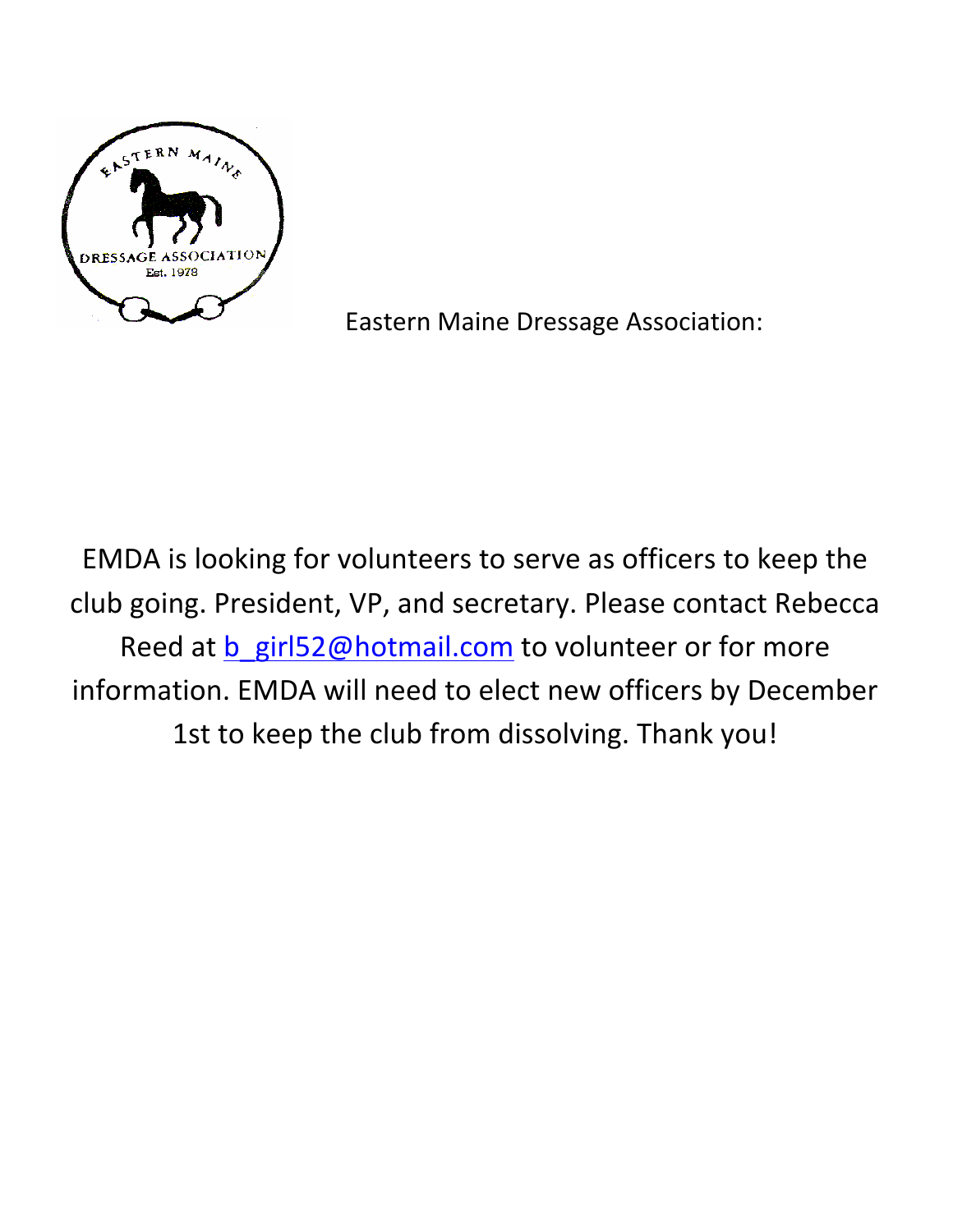Eastern Maine Dressage Association:

EMDA is looking for volunteers to serve as officers to keep the club going. President, VP, and secretary. Please contact Rebecca Reed at b_girl52@hotmail.com to volunteer or for more information. EMDA will need to elect new officers by December 1st to keep the club from dissolving. Thank you!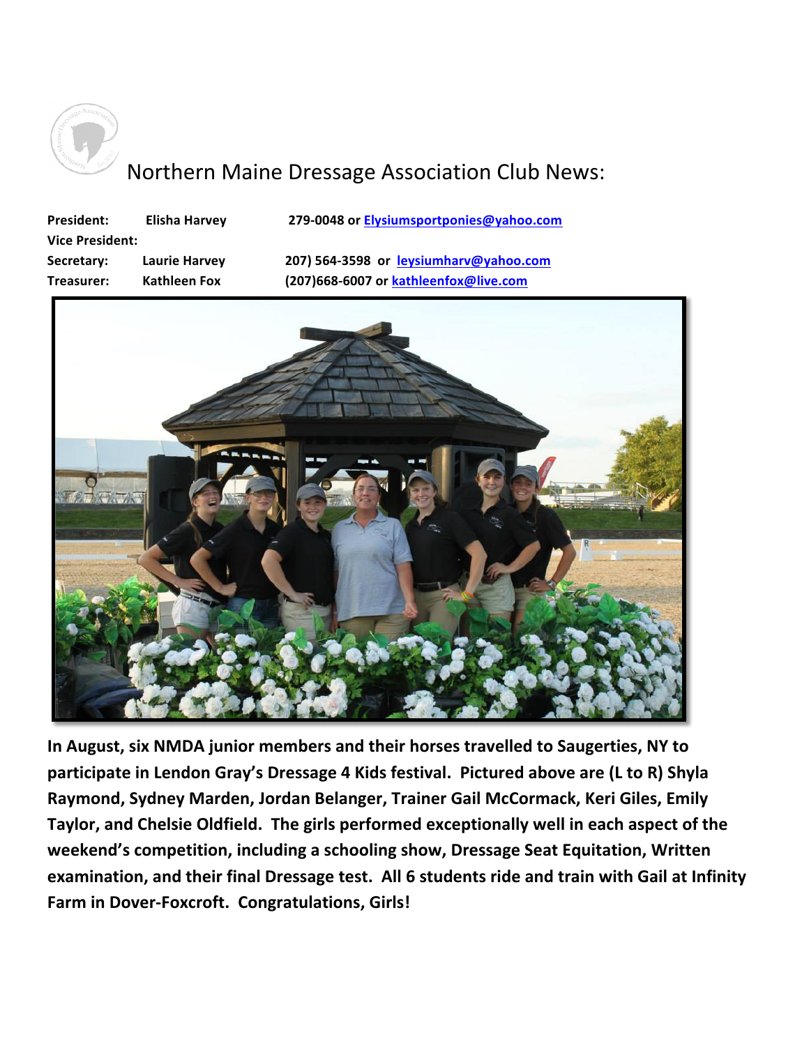# Northern Maine Dressage Association Club News:

| | | |
|---|---|---|
| **President:** | **Elisha Harvey** | **279-0048 or Elysiumsportponies@yahoo.com** |
| **Vice President:** | | |
| **Secretary:** | **Laurie Harvey** | **207) 564-3598 or leysiumharv@yahoo.com** |
| **Treasurer:** | **Kathleen Fox** | **(207)668-6007 or kathleenfox@live.com** |

**In August, six NMDA junior members and their horses travelled to Saugerties, NY to participate in Lendon Gray's Dressage 4 Kids festival. Pictured above are (L to R) Shyla Raymond, Sydney Marden, Jordan Belanger, Trainer Gail McCormack, Keri Giles, Emily Taylor, and Chelsie Oldfield. The girls performed exceptionally well in each aspect of the weekend's competition, including a schooling show, Dressage Seat Equitation, Written examination, and their final Dressage test. All 6 students ride and train with Gail at Infinity Farm in Dover-Foxcroft. Congratulations, Girls!**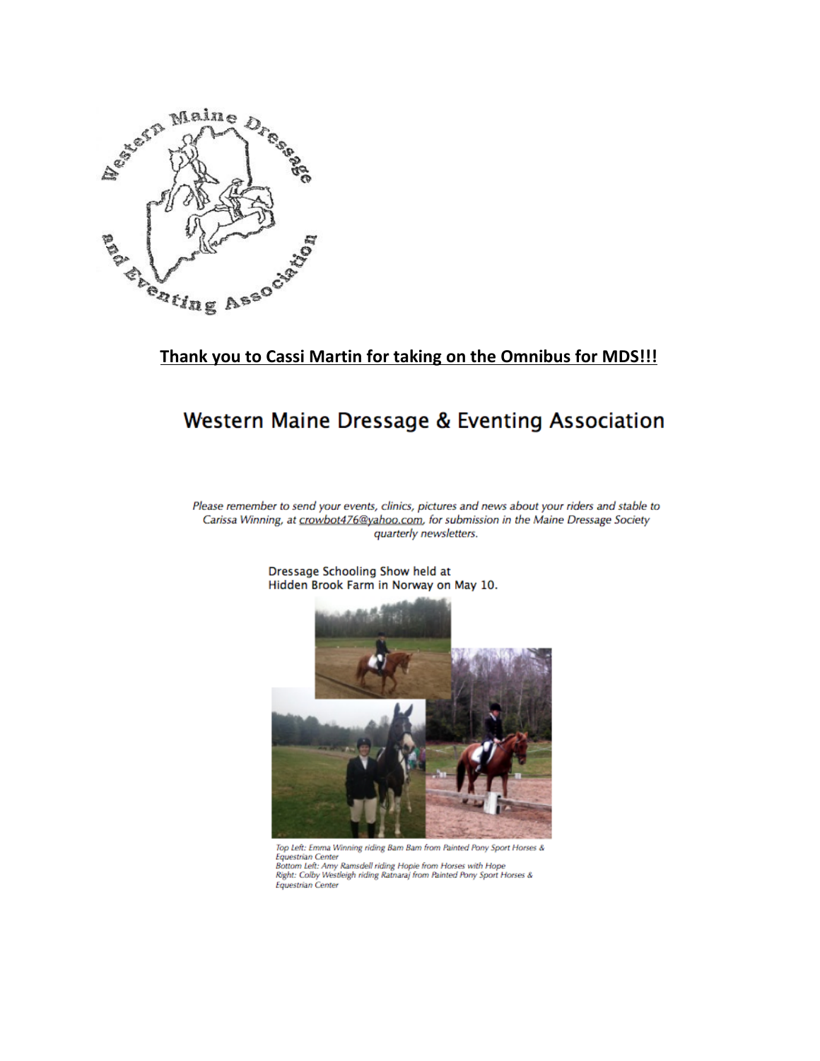**Thank you to Cassi Martin for taking on the Omnibus for MDS!!!**

## Western Maine Dressage & Eventing Association

*Please remember to send your events, clinics, pictures and news about your riders and stable to Carissa Winning, at crowbot476@yahoo.com, for submission in the Maine Dressage Society quarterly newsletters.*

Dressage Schooling Show held at Hidden Brook Farm in Norway on May 10.

*Top Left: Emma Winning riding Bam Bam from Painted Pony Sport Horses & Equestrian Center*
*Bottom Left: Amy Ramsdell riding Hopie from Horses with Hope*
*Right: Colby Westleigh riding Ratnaraj from Painted Pony Sport Horses & Equestrian Center*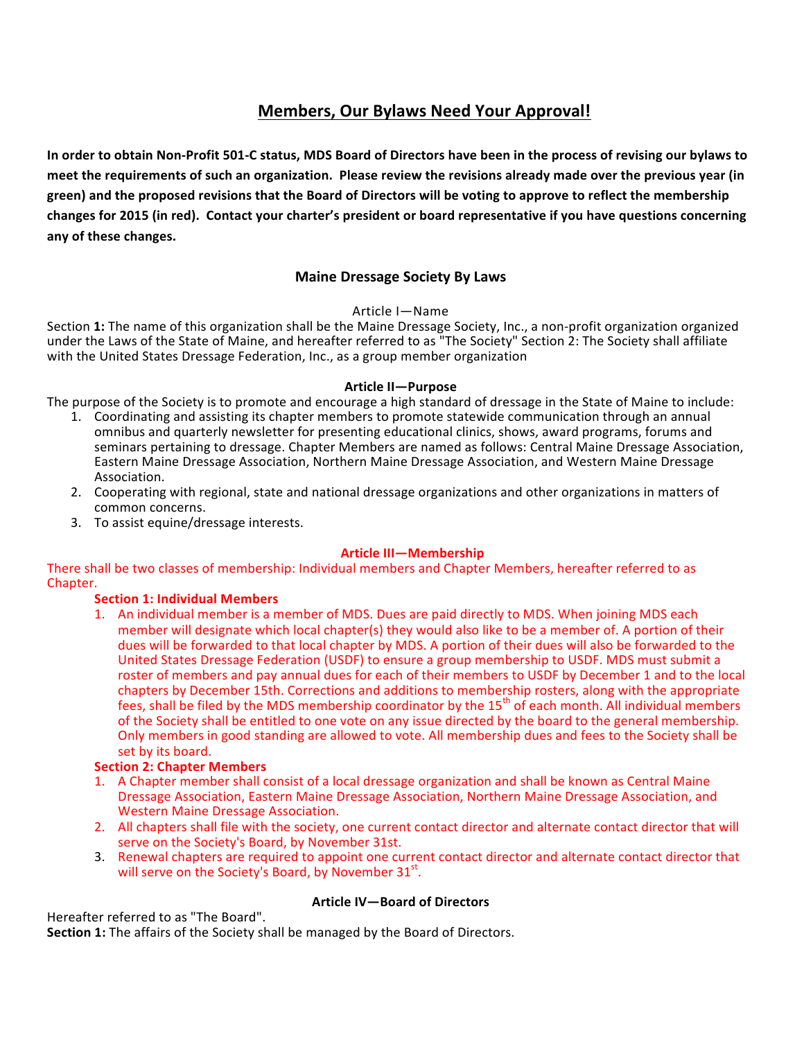## Members, Our Bylaws Need Your Approval!

**In order to obtain Non-Profit 501-C status, MDS Board of Directors have been in the process of revising our bylaws to meet the requirements of such an organization. Please review the revisions already made over the previous year (in green) and the proposed revisions that the Board of Directors will be voting to approve to reflect the membership changes for 2015 (in red). Contact your charter's president or board representative if you have questions concerning any of these changes.**

### Maine Dressage Society By Laws

Article I—Name

Section **1:** The name of this organization shall be the Maine Dressage Society, Inc., a non-profit organization organized under the Laws of the State of Maine, and hereafter referred to as "The Society" Section 2: The Society shall affiliate with the United States Dressage Federation, Inc., as a group member organization

**Article II—Purpose**

The purpose of the Society is to promote and encourage a high standard of dressage in the State of Maine to include:

1. Coordinating and assisting its chapter members to promote statewide communication through an annual omnibus and quarterly newsletter for presenting educational clinics, shows, award programs, forums and seminars pertaining to dressage. Chapter Members are named as follows: Central Maine Dressage Association, Eastern Maine Dressage Association, Northern Maine Dressage Association, and Western Maine Dressage Association.
2. Cooperating with regional, state and national dressage organizations and other organizations in matters of common concerns.
3. To assist equine/dressage interests.

**Article III—Membership**

There shall be two classes of membership: Individual members and Chapter Members, hereafter referred to as Chapter.

**Section 1: Individual Members**

1. An individual member is a member of MDS. Dues are paid directly to MDS. When joining MDS each member will designate which local chapter(s) they would also like to be a member of. A portion of their dues will be forwarded to that local chapter by MDS. A portion of their dues will also be forwarded to the United States Dressage Federation (USDF) to ensure a group membership to USDF. MDS must submit a roster of members and pay annual dues for each of their members to USDF by December 1 and to the local chapters by December 15th. Corrections and additions to membership rosters, along with the appropriate fees, shall be filed by the MDS membership coordinator by the 15th of each month. All individual members of the Society shall be entitled to one vote on any issue directed by the board to the general membership. Only members in good standing are allowed to vote. All membership dues and fees to the Society shall be set by its board.

**Section 2: Chapter Members**

1. A Chapter member shall consist of a local dressage organization and shall be known as Central Maine Dressage Association, Eastern Maine Dressage Association, Northern Maine Dressage Association, and Western Maine Dressage Association.
2. All chapters shall file with the society, one current contact director and alternate contact director that will serve on the Society's Board, by November 31st.
3. Renewal chapters are required to appoint one current contact director and alternate contact director that will serve on the Society's Board, by November 31st.

**Article IV—Board of Directors**

Hereafter referred to as "The Board".

**Section 1:** The affairs of the Society shall be managed by the Board of Directors.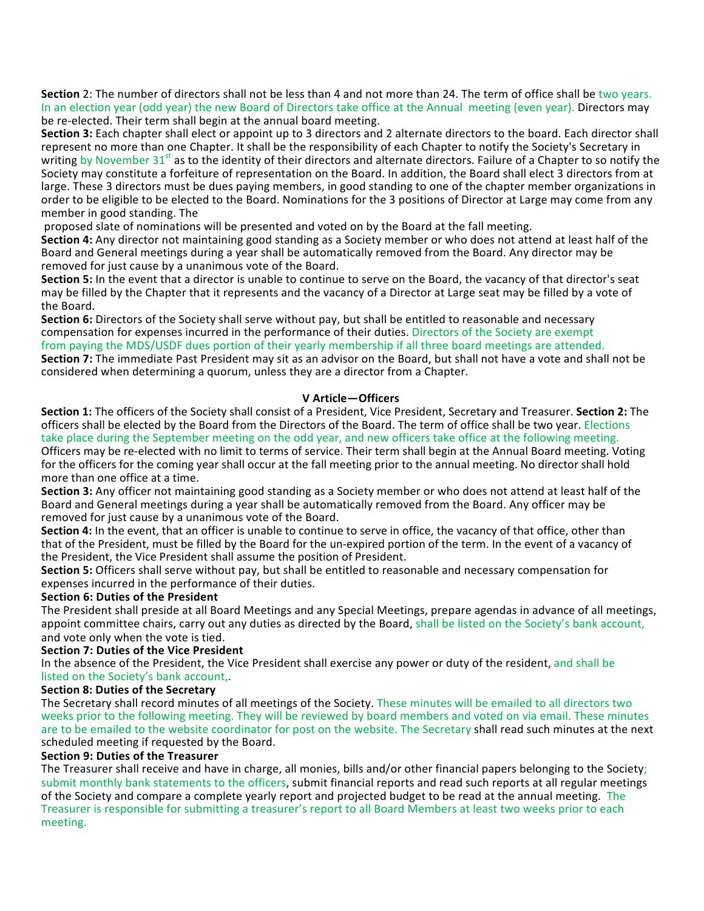**Section** 2: The number of directors shall not be less than 4 and not more than 24. The term of office shall be two years. In an election year (odd year) the new Board of Directors take office at the Annual meeting (even year). Directors may be re-elected. Their term shall begin at the annual board meeting.

**Section 3:** Each chapter shall elect or appoint up to 3 directors and 2 alternate directors to the board. Each director shall represent no more than one Chapter. It shall be the responsibility of each Chapter to notify the Society's Secretary in writing by November 31st as to the identity of their directors and alternate directors. Failure of a Chapter to so notify the Society may constitute a forfeiture of representation on the Board. In addition, the Board shall elect 3 directors from at large. These 3 directors must be dues paying members, in good standing to one of the chapter member organizations in order to be eligible to be elected to the Board. Nominations for the 3 positions of Director at Large may come from any member in good standing. The proposed slate of nominations will be presented and voted on by the Board at the fall meeting.

**Section 4:** Any director not maintaining good standing as a Society member or who does not attend at least half of the Board and General meetings during a year shall be automatically removed from the Board. Any director may be removed for just cause by a unanimous vote of the Board.

**Section 5:** In the event that a director is unable to continue to serve on the Board, the vacancy of that director's seat may be filled by the Chapter that it represents and the vacancy of a Director at Large seat may be filled by a vote of the Board.

**Section 6:** Directors of the Society shall serve without pay, but shall be entitled to reasonable and necessary compensation for expenses incurred in the performance of their duties. Directors of the Society are exempt from paying the MDS/USDF dues portion of their yearly membership if all three board meetings are attended.

**Section 7:** The immediate Past President may sit as an advisor on the Board, but shall not have a vote and shall not be considered when determining a quorum, unless they are a director from a Chapter.

## V Article—Officers

**Section 1:** The officers of the Society shall consist of a President, Vice President, Secretary and Treasurer. **Section 2:** The officers shall be elected by the Board from the Directors of the Board. The term of office shall be two year. Elections take place during the September meeting on the odd year, and new officers take office at the following meeting. Officers may be re-elected with no limit to terms of service. Their term shall begin at the Annual Board meeting. Voting for the officers for the coming year shall occur at the fall meeting prior to the annual meeting. No director shall hold more than one office at a time.

**Section 3:** Any officer not maintaining good standing as a Society member or who does not attend at least half of the Board and General meetings during a year shall be automatically removed from the Board. Any officer may be removed for just cause by a unanimous vote of the Board.

**Section 4:** In the event, that an officer is unable to continue to serve in office, the vacancy of that office, other than that of the President, must be filled by the Board for the un-expired portion of the term. In the event of a vacancy of the President, the Vice President shall assume the position of President.

**Section 5:** Officers shall serve without pay, but shall be entitled to reasonable and necessary compensation for expenses incurred in the performance of their duties.

**Section 6: Duties of the President**

The President shall preside at all Board Meetings and any Special Meetings, prepare agendas in advance of all meetings, appoint committee chairs, carry out any duties as directed by the Board, shall be listed on the Society's bank account, and vote only when the vote is tied.

**Section 7: Duties of the Vice President**

In the absence of the President, the Vice President shall exercise any power or duty of the resident, and shall be listed on the Society's bank account,.

**Section 8: Duties of the Secretary**

The Secretary shall record minutes of all meetings of the Society. These minutes will be emailed to all directors two weeks prior to the following meeting. They will be reviewed by board members and voted on via email. These minutes are to be emailed to the website coordinator for post on the website. The Secretary shall read such minutes at the next scheduled meeting if requested by the Board.

**Section 9: Duties of the Treasurer**

The Treasurer shall receive and have in charge, all monies, bills and/or other financial papers belonging to the Society; submit monthly bank statements to the officers, submit financial reports and read such reports at all regular meetings of the Society and compare a complete yearly report and projected budget to be read at the annual meeting. The Treasurer is responsible for submitting a treasurer's report to all Board Members at least two weeks prior to each meeting.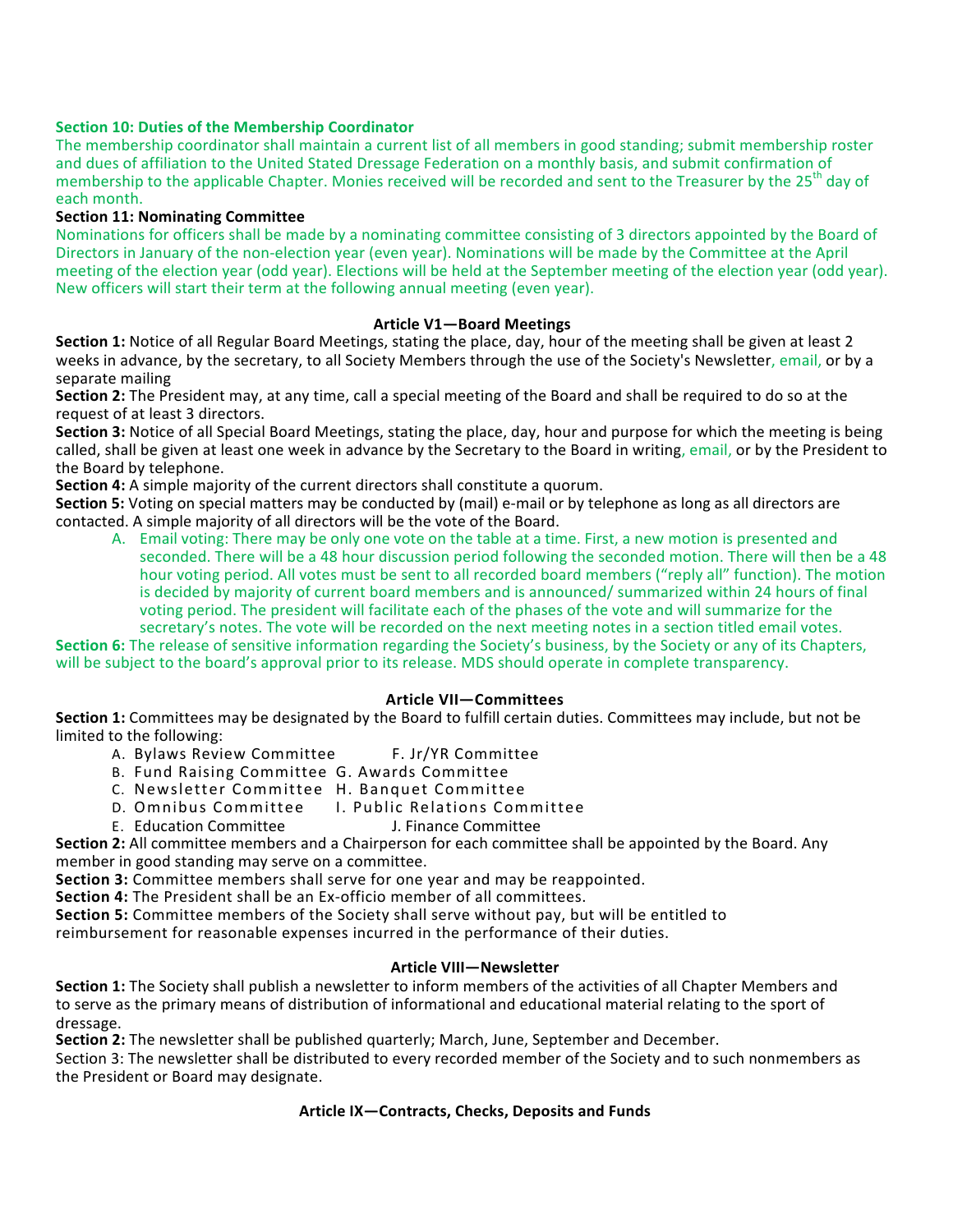**Section 10: Duties of the Membership Coordinator**

The membership coordinator shall maintain a current list of all members in good standing; submit membership roster and dues of affiliation to the United Stated Dressage Federation on a monthly basis, and submit confirmation of membership to the applicable Chapter. Monies received will be recorded and sent to the Treasurer by the 25th day of each month.

**Section 11: Nominating Committee**

Nominations for officers shall be made by a nominating committee consisting of 3 directors appointed by the Board of Directors in January of the non-election year (even year). Nominations will be made by the Committee at the April meeting of the election year (odd year). Elections will be held at the September meeting of the election year (odd year). New officers will start their term at the following annual meeting (even year).

## Article V1—Board Meetings

**Section 1:** Notice of all Regular Board Meetings, stating the place, day, hour of the meeting shall be given at least 2 weeks in advance, by the secretary, to all Society Members through the use of the Society's Newsletter, email, or by a separate mailing

**Section 2:** The President may, at any time, call a special meeting of the Board and shall be required to do so at the request of at least 3 directors.

**Section 3:** Notice of all Special Board Meetings, stating the place, day, hour and purpose for which the meeting is being called, shall be given at least one week in advance by the Secretary to the Board in writing, email, or by the President to the Board by telephone.

**Section 4:** A simple majority of the current directors shall constitute a quorum.

**Section 5:** Voting on special matters may be conducted by (mail) e-mail or by telephone as long as all directors are contacted. A simple majority of all directors will be the vote of the Board.

A. Email voting: There may be only one vote on the table at a time. First, a new motion is presented and seconded. There will be a 48 hour discussion period following the seconded motion. There will then be a 48 hour voting period. All votes must be sent to all recorded board members ("reply all" function). The motion is decided by majority of current board members and is announced/ summarized within 24 hours of final voting period. The president will facilitate each of the phases of the vote and will summarize for the secretary's notes. The vote will be recorded on the next meeting notes in a section titled email votes.

**Section 6:** The release of sensitive information regarding the Society's business, by the Society or any of its Chapters, will be subject to the board's approval prior to its release. MDS should operate in complete transparency.

## Article VII—Committees

**Section 1:** Committees may be designated by the Board to fulfill certain duties. Committees may include, but not be limited to the following:

A. Bylaws Review Committee
B. Fund Raising Committee
C. Newsletter Committee
D. Omnibus Committee
E. Education Committee
F. Jr/YR Committee
G. Awards Committee
H. Banquet Committee
I. Public Relations Committee
J. Finance Committee

**Section 2:** All committee members and a Chairperson for each committee shall be appointed by the Board. Any member in good standing may serve on a committee.

**Section 3:** Committee members shall serve for one year and may be reappointed.

**Section 4:** The President shall be an Ex-officio member of all committees.

**Section 5:** Committee members of the Society shall serve without pay, but will be entitled to reimbursement for reasonable expenses incurred in the performance of their duties.

## Article VIII—Newsletter

**Section 1:** The Society shall publish a newsletter to inform members of the activities of all Chapter Members and to serve as the primary means of distribution of informational and educational material relating to the sport of dressage.

**Section 2:** The newsletter shall be published quarterly; March, June, September and December.

Section 3: The newsletter shall be distributed to every recorded member of the Society and to such nonmembers as the President or Board may designate.

## Article IX—Contracts, Checks, Deposits and Funds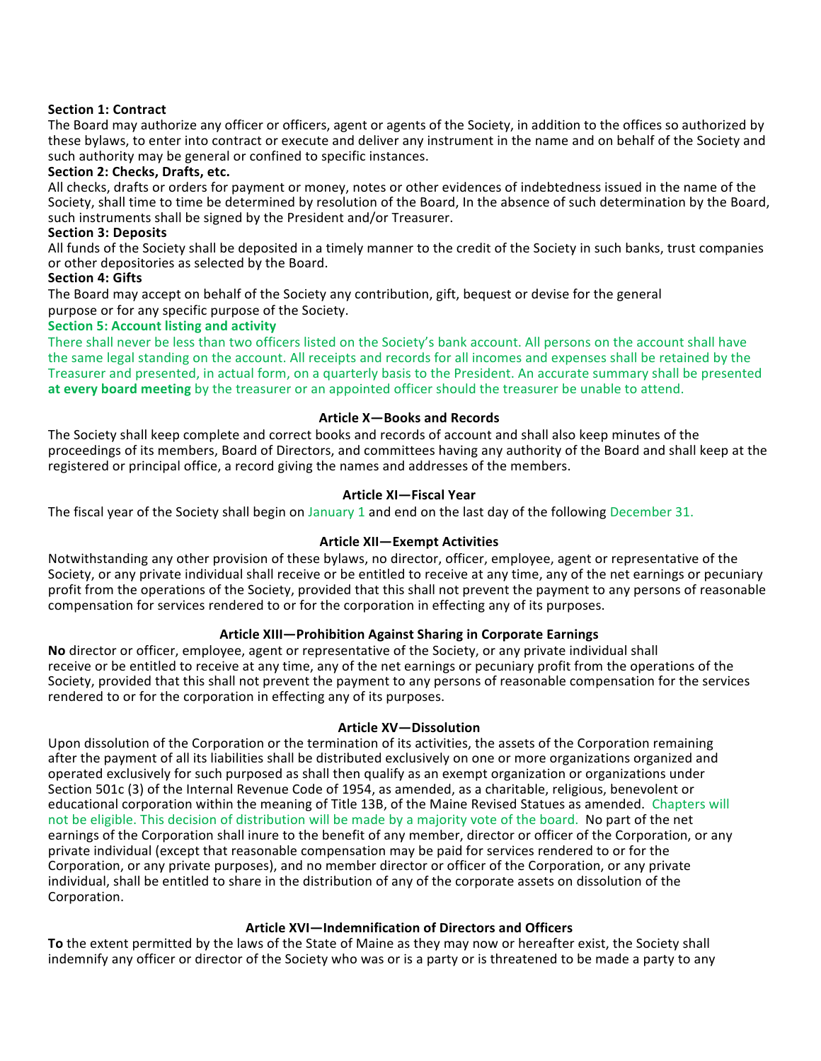**Section 1: Contract**

The Board may authorize any officer or officers, agent or agents of the Society, in addition to the offices so authorized by these bylaws, to enter into contract or execute and deliver any instrument in the name and on behalf of the Society and such authority may be general or confined to specific instances.

**Section 2: Checks, Drafts, etc.**

All checks, drafts or orders for payment or money, notes or other evidences of indebtedness issued in the name of the Society, shall time to time be determined by resolution of the Board, In the absence of such determination by the Board, such instruments shall be signed by the President and/or Treasurer.

**Section 3: Deposits**

All funds of the Society shall be deposited in a timely manner to the credit of the Society in such banks, trust companies or other depositories as selected by the Board.

**Section 4: Gifts**

The Board may accept on behalf of the Society any contribution, gift, bequest or devise for the general purpose or for any specific purpose of the Society.

**Section 5: Account listing and activity**

There shall never be less than two officers listed on the Society's bank account. All persons on the account shall have the same legal standing on the account. All receipts and records for all incomes and expenses shall be retained by the Treasurer and presented, in actual form, on a quarterly basis to the President. An accurate summary shall be presented **at every board meeting** by the treasurer or an appointed officer should the treasurer be unable to attend.

## Article X—Books and Records

The Society shall keep complete and correct books and records of account and shall also keep minutes of the proceedings of its members, Board of Directors, and committees having any authority of the Board and shall keep at the registered or principal office, a record giving the names and addresses of the members.

## Article XI—Fiscal Year

The fiscal year of the Society shall begin on January 1 and end on the last day of the following December 31.

## Article XII—Exempt Activities

Notwithstanding any other provision of these bylaws, no director, officer, employee, agent or representative of the Society, or any private individual shall receive or be entitled to receive at any time, any of the net earnings or pecuniary profit from the operations of the Society, provided that this shall not prevent the payment to any persons of reasonable compensation for services rendered to or for the corporation in effecting any of its purposes.

## Article XIII—Prohibition Against Sharing in Corporate Earnings

**No** director or officer, employee, agent or representative of the Society, or any private individual shall receive or be entitled to receive at any time, any of the net earnings or pecuniary profit from the operations of the Society, provided that this shall not prevent the payment to any persons of reasonable compensation for the services rendered to or for the corporation in effecting any of its purposes.

## Article XV—Dissolution

Upon dissolution of the Corporation or the termination of its activities, the assets of the Corporation remaining after the payment of all its liabilities shall be distributed exclusively on one or more organizations organized and operated exclusively for such purposed as shall then qualify as an exempt organization or organizations under Section 501c (3) of the Internal Revenue Code of 1954, as amended, as a charitable, religious, benevolent or educational corporation within the meaning of Title 13B, of the Maine Revised Statues as amended. Chapters will not be eligible. This decision of distribution will be made by a majority vote of the board. No part of the net earnings of the Corporation shall inure to the benefit of any member, director or officer of the Corporation, or any private individual (except that reasonable compensation may be paid for services rendered to or for the Corporation, or any private purposes), and no member director or officer of the Corporation, or any private individual, shall be entitled to share in the distribution of any of the corporate assets on dissolution of the Corporation.

## Article XVI—Indemnification of Directors and Officers

**To** the extent permitted by the laws of the State of Maine as they may now or hereafter exist, the Society shall indemnify any officer or director of the Society who was or is a party or is threatened to be made a party to any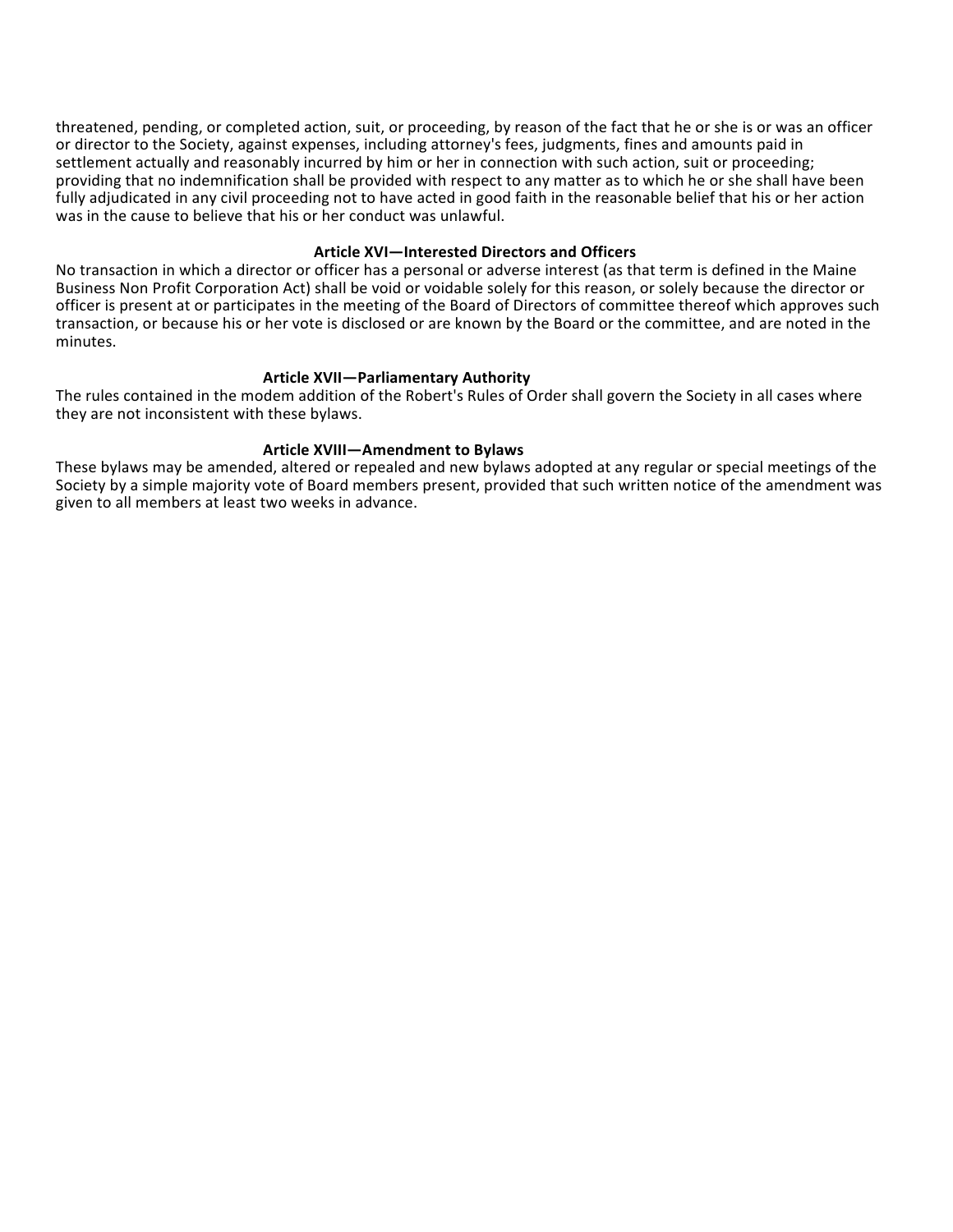threatened, pending, or completed action, suit, or proceeding, by reason of the fact that he or she is or was an officer or director to the Society, against expenses, including attorney's fees, judgments, fines and amounts paid in settlement actually and reasonably incurred by him or her in connection with such action, suit or proceeding; providing that no indemnification shall be provided with respect to any matter as to which he or she shall have been fully adjudicated in any civil proceeding not to have acted in good faith in the reasonable belief that his or her action was in the cause to believe that his or her conduct was unlawful.

### Article XVI—Interested Directors and Officers

No transaction in which a director or officer has a personal or adverse interest (as that term is defined in the Maine Business Non Profit Corporation Act) shall be void or voidable solely for this reason, or solely because the director or officer is present at or participates in the meeting of the Board of Directors of committee thereof which approves such transaction, or because his or her vote is disclosed or are known by the Board or the committee, and are noted in the minutes.

### Article XVII—Parliamentary Authority

The rules contained in the modem addition of the Robert's Rules of Order shall govern the Society in all cases where they are not inconsistent with these bylaws.

### Article XVIII—Amendment to Bylaws

These bylaws may be amended, altered or repealed and new bylaws adopted at any regular or special meetings of the Society by a simple majority vote of Board members present, provided that such written notice of the amendment was given to all members at least two weeks in advance.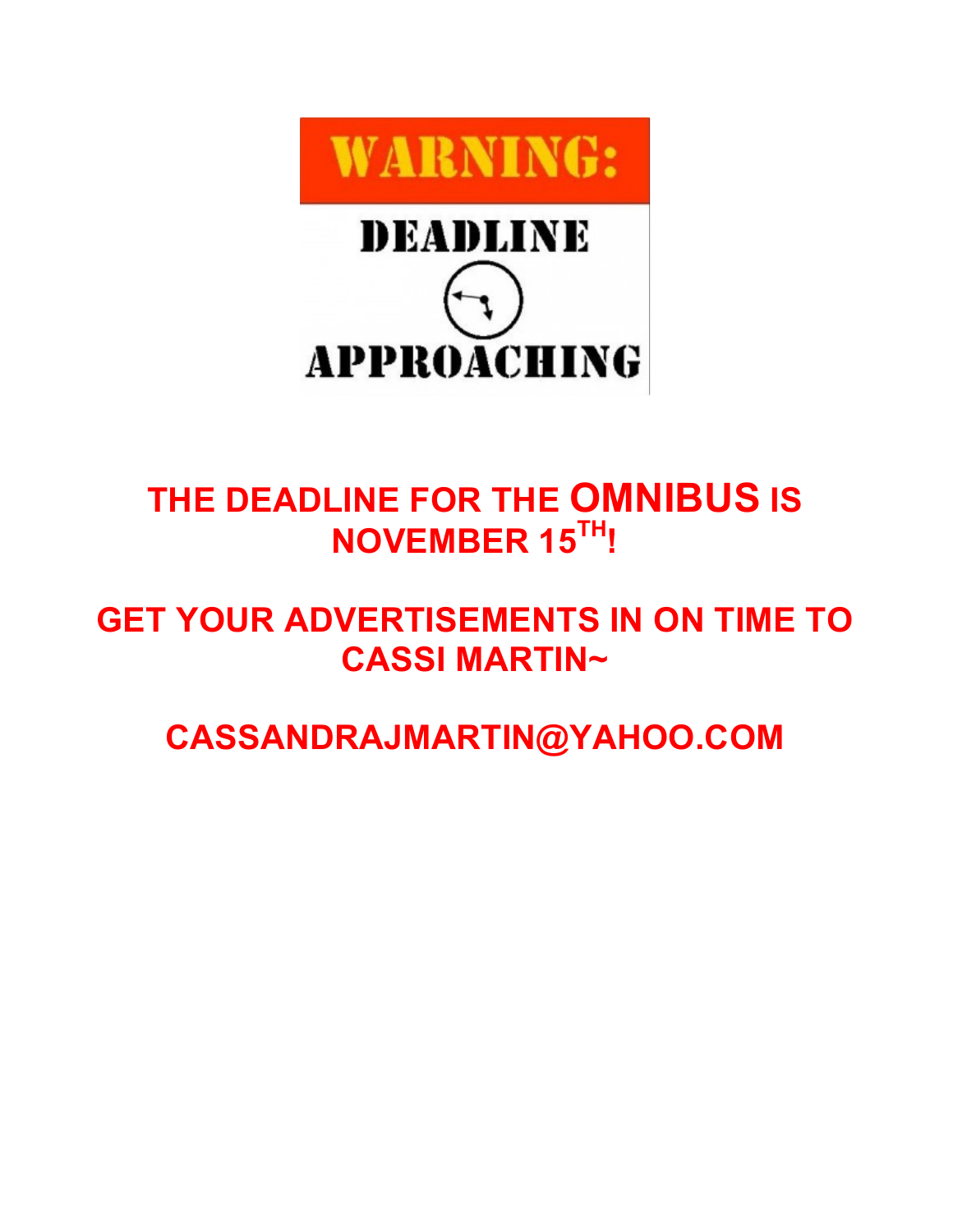WARNING:

DEADLINE

APPROACHING

**THE DEADLINE FOR THE OMNIBUS IS NOVEMBER 15TH!**

**GET YOUR ADVERTISEMENTS IN ON TIME TO CASSI MARTIN~**

**CASSANDRAJMARTIN@YAHOO.COM**